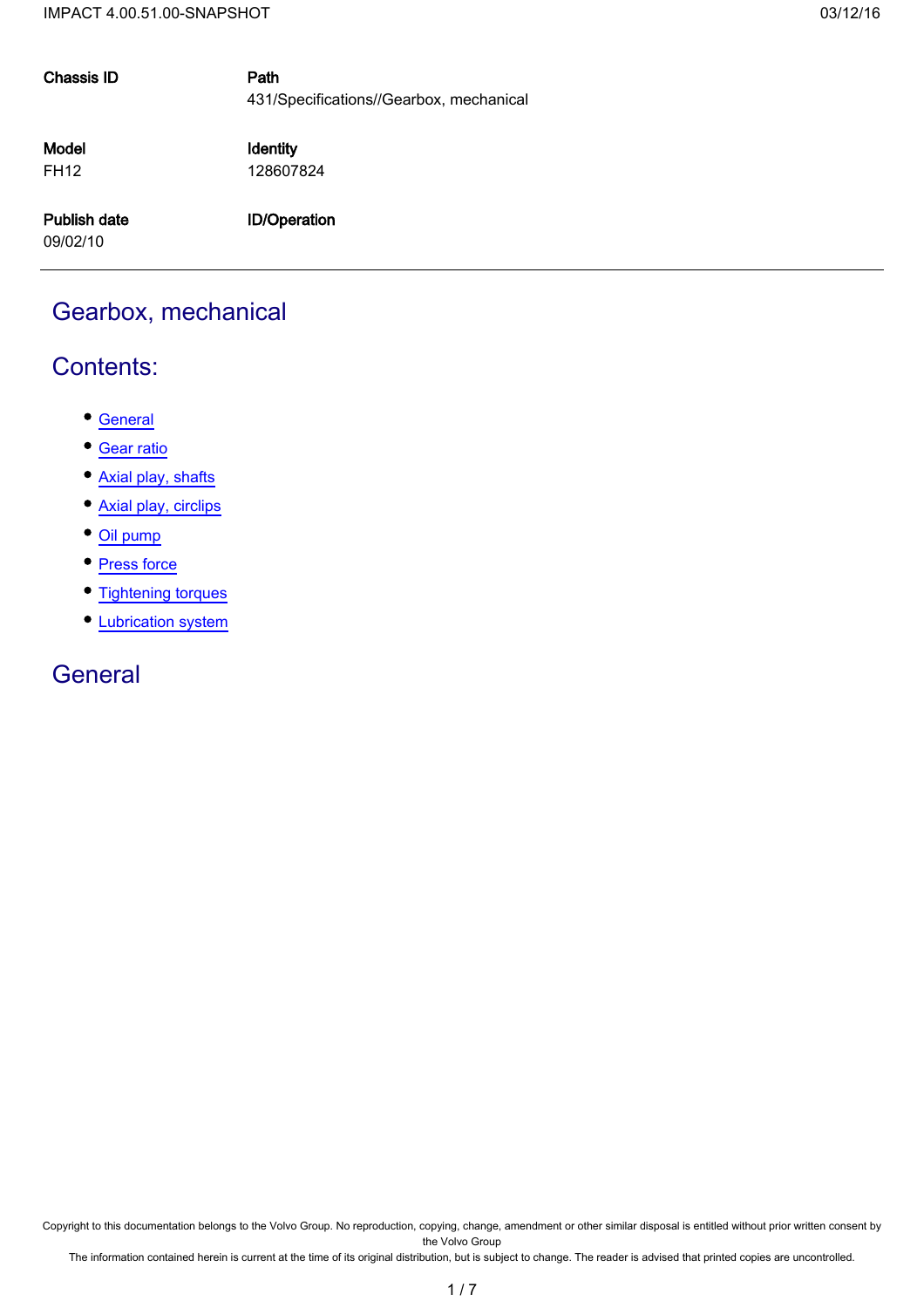| Chassis ID | Path |
|---|---|
| | 431/Specifications//Gearbox, mechanical |
| **Model** | **Identity** |
| FH12 | 128607824 |
| **Publish date** | **ID/Operation** |
| 09/02/10 | |

# Gearbox, mechanical

## Contents:

- General
- Gear ratio
- Axial play, shafts
- Axial play, circlips
- Oil pump
- Press force
- Tightening torques
- Lubrication system

## General

Copyright to this documentation belongs to the Volvo Group. No reproduction, copying, change, amendment or other similar disposal is entitled without prior written consent by the Volvo Group

The information contained herein is current at the time of its original distribution, but is subject to change. The reader is advised that printed copies are uncontrolled.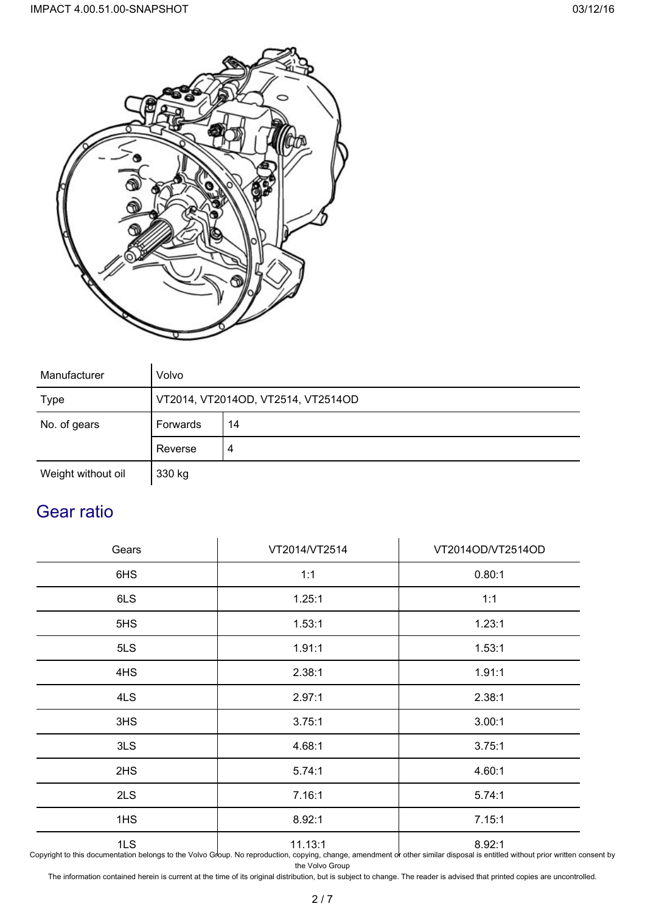| Manufacturer | Volvo | |
|---|---|---|
| Type | VT2014, VT2014OD, VT2514, VT2514OD | |
| No. of gears | Forwards | 14 |
| | Reverse | 4 |
| Weight without oil | 330 kg | |

## Gear ratio

| Gears | VT2014/VT2514 | VT2014OD/VT2514OD |
|---|---|---|
| 6HS | 1:1 | 0.80:1 |
| 6LS | 1.25:1 | 1:1 |
| 5HS | 1.53:1 | 1.23:1 |
| 5LS | 1.91:1 | 1.53:1 |
| 4HS | 2.38:1 | 1.91:1 |
| 4LS | 2.97:1 | 2.38:1 |
| 3HS | 3.75:1 | 3.00:1 |
| 3LS | 4.68:1 | 3.75:1 |
| 2HS | 5.74:1 | 4.60:1 |
| 2LS | 7.16:1 | 5.74:1 |
| 1HS | 8.92:1 | 7.15:1 |
| 1LS | 11.13:1 | 8.92:1 |

Copyright to this documentation belongs to the Volvo Group. No reproduction, copying, change, amendment or other similar disposal is entitled without prior written consent by the Volvo Group

The information contained herein is current at the time of its original distribution, but is subject to change. The reader is advised that printed copies are uncontrolled.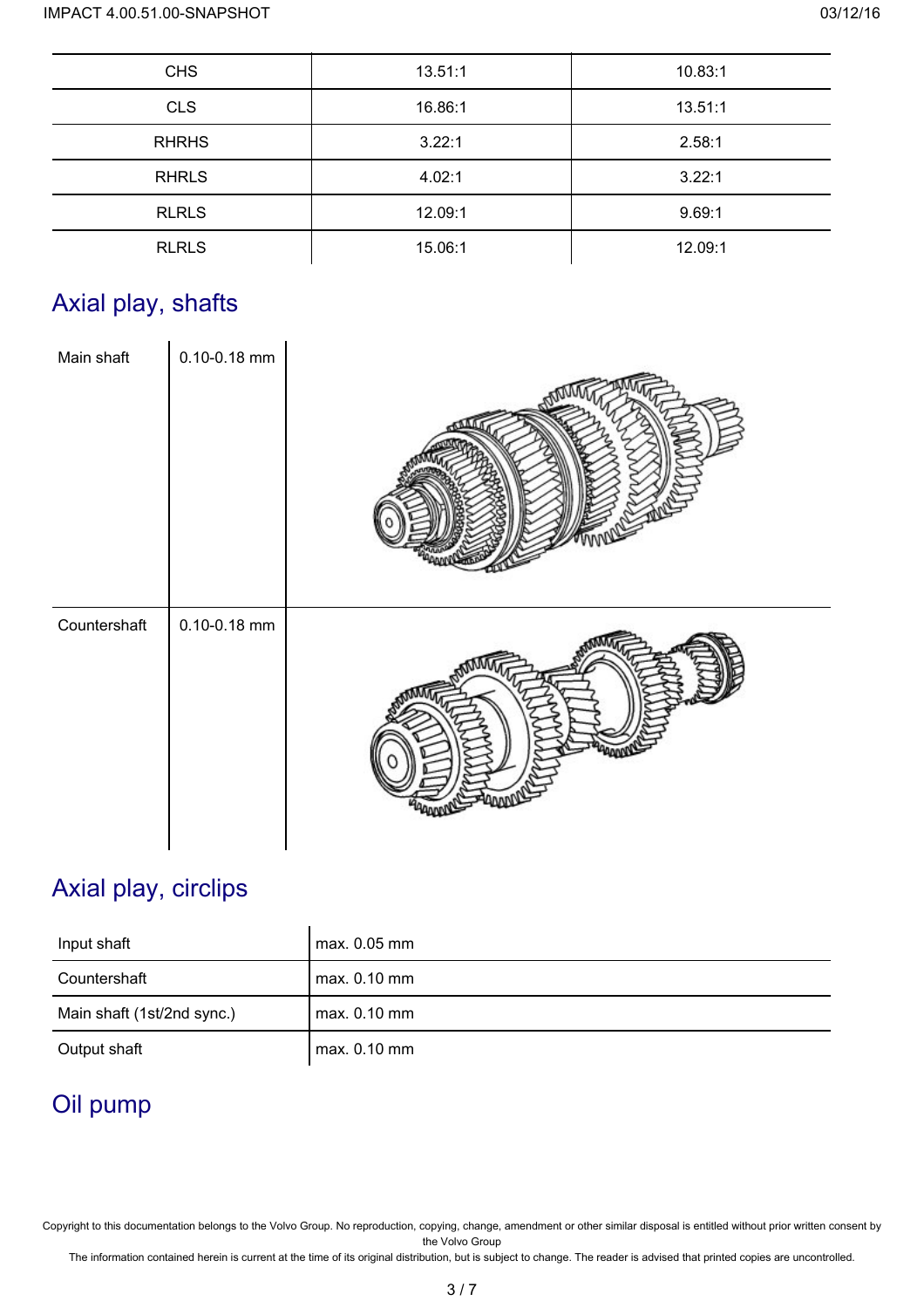| CHS | 13.51:1 | 10.83:1 |
|---|---|---|
| CLS | 16.86:1 | 13.51:1 |
| RHRHS | 3.22:1 | 2.58:1 |
| RHRLS | 4.02:1 | 3.22:1 |
| RLRLS | 12.09:1 | 9.69:1 |
| RLRLS | 15.06:1 | 12.09:1 |

## Axial play, shafts

| | | |
|---|---|---|
| Main shaft | 0.10-0.18 mm | |
| Countershaft | 0.10-0.18 mm | |

## Axial play, circlips

| | |
|---|---|
| Input shaft | max. 0.05 mm |
| Countershaft | max. 0.10 mm |
| Main shaft (1st/2nd sync.) | max. 0.10 mm |
| Output shaft | max. 0.10 mm |

## Oil pump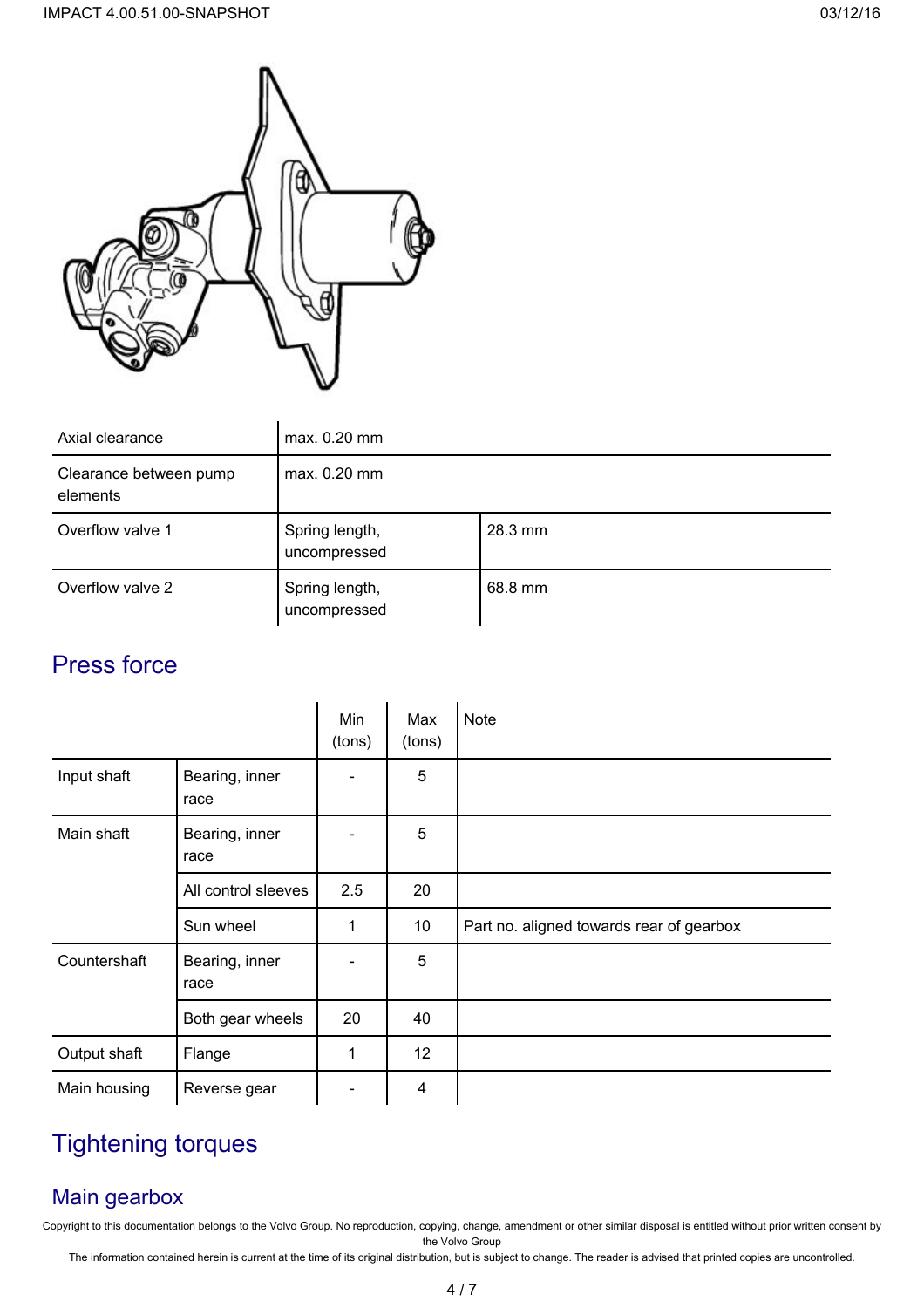| Axial clearance | max. 0.20 mm | |
|---|---|---|
| Clearance between pump elements | max. 0.20 mm | |
| Overflow valve 1 | Spring length, uncompressed | 28.3 mm |
| Overflow valve 2 | Spring length, uncompressed | 68.8 mm |

## Press force

| | | Min (tons) | Max (tons) | Note |
|---|---|---|---|---|
| Input shaft | Bearing, inner race | - | 5 | |
| Main shaft | Bearing, inner race | - | 5 | |
| | All control sleeves | 2.5 | 20 | |
| | Sun wheel | 1 | 10 | Part no. aligned towards rear of gearbox |
| Countershaft | Bearing, inner race | - | 5 | |
| | Both gear wheels | 20 | 40 | |
| Output shaft | Flange | 1 | 12 | |
| Main housing | Reverse gear | - | 4 | |

## Tightening torques

### Main gearbox

Copyright to this documentation belongs to the Volvo Group. No reproduction, copying, change, amendment or other similar disposal is entitled without prior written consent by the Volvo Group
The information contained herein is current at the time of its original distribution, but is subject to change. The reader is advised that printed copies are uncontrolled.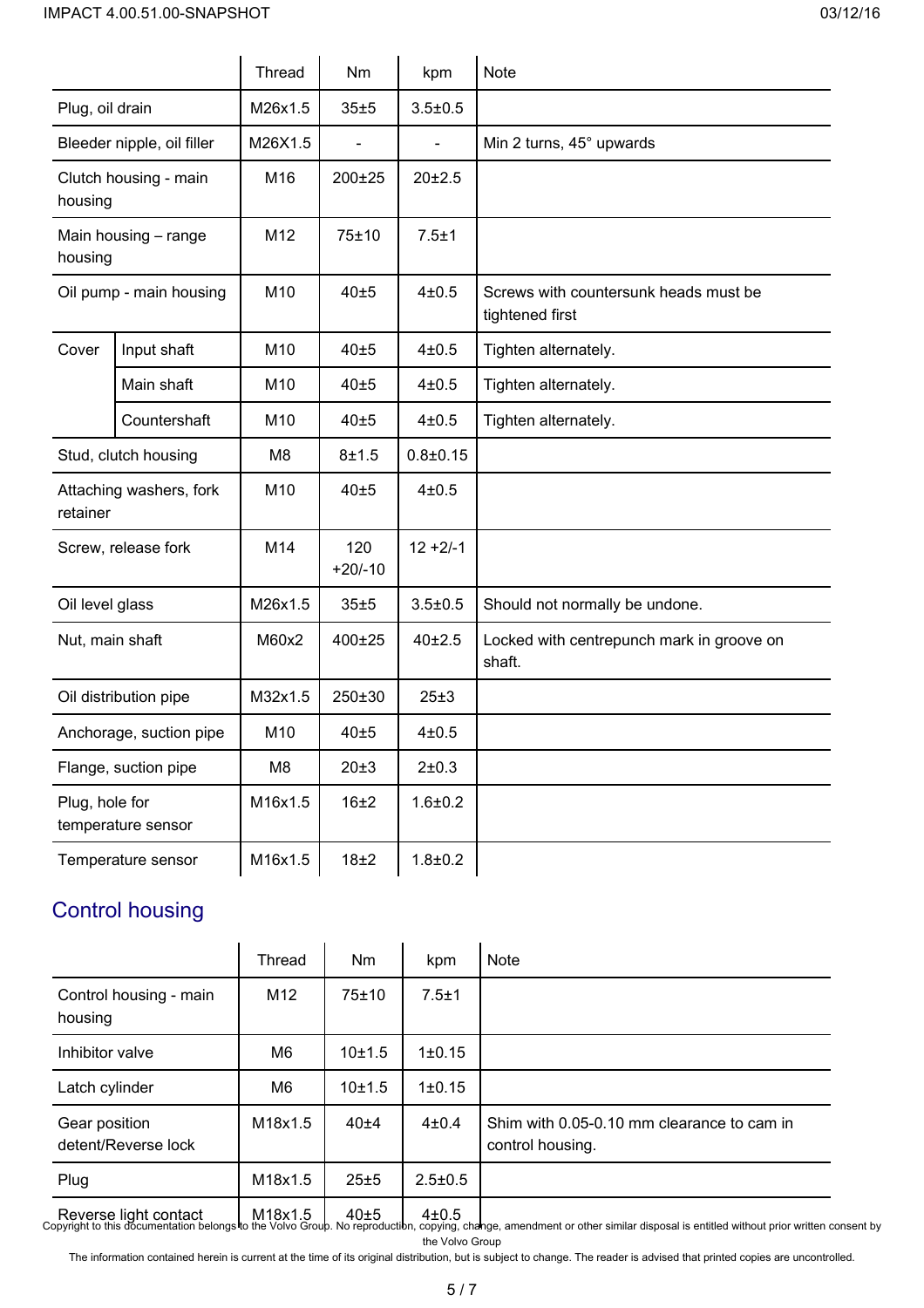| | | Thread | Nm | kpm | Note |
|---|---|---|---|---|---|
| Plug, oil drain | | M26x1.5 | 35±5 | 3.5±0.5 | |
| Bleeder nipple, oil filler | | M26X1.5 | - | - | Min 2 turns, 45° upwards |
| Clutch housing - main housing | | M16 | 200±25 | 20±2.5 | |
| Main housing – range housing | | M12 | 75±10 | 7.5±1 | |
| Oil pump - main housing | | M10 | 40±5 | 4±0.5 | Screws with countersunk heads must be tightened first |
| Cover | Input shaft | M10 | 40±5 | 4±0.5 | Tighten alternately. |
| | Main shaft | M10 | 40±5 | 4±0.5 | Tighten alternately. |
| | Countershaft | M10 | 40±5 | 4±0.5 | Tighten alternately. |
| Stud, clutch housing | | M8 | 8±1.5 | 0.8±0.15 | |
| Attaching washers, fork retainer | | M10 | 40±5 | 4±0.5 | |
| Screw, release fork | | M14 | 120 +20/-10 | 12 +2/-1 | |
| Oil level glass | | M26x1.5 | 35±5 | 3.5±0.5 | Should not normally be undone. |
| Nut, main shaft | | M60x2 | 400±25 | 40±2.5 | Locked with centrepunch mark in groove on shaft. |
| Oil distribution pipe | | M32x1.5 | 250±30 | 25±3 | |
| Anchorage, suction pipe | | M10 | 40±5 | 4±0.5 | |
| Flange, suction pipe | | M8 | 20±3 | 2±0.3 | |
| Plug, hole for temperature sensor | | M16x1.5 | 16±2 | 1.6±0.2 | |
| Temperature sensor | | M16x1.5 | 18±2 | 1.8±0.2 | |

## Control housing

| | Thread | Nm | kpm | Note |
|---|---|---|---|---|
| Control housing - main housing | M12 | 75±10 | 7.5±1 | |
| Inhibitor valve | M6 | 10±1.5 | 1±0.15 | |
| Latch cylinder | M6 | 10±1.5 | 1±0.15 | |
| Gear position detent/Reverse lock | M18x1.5 | 40±4 | 4±0.4 | Shim with 0.05-0.10 mm clearance to cam in control housing. |
| Plug | M18x1.5 | 25±5 | 2.5±0.5 | |
| Reverse light contact | M18x1.5 | 40±5 | 4±0.5 | |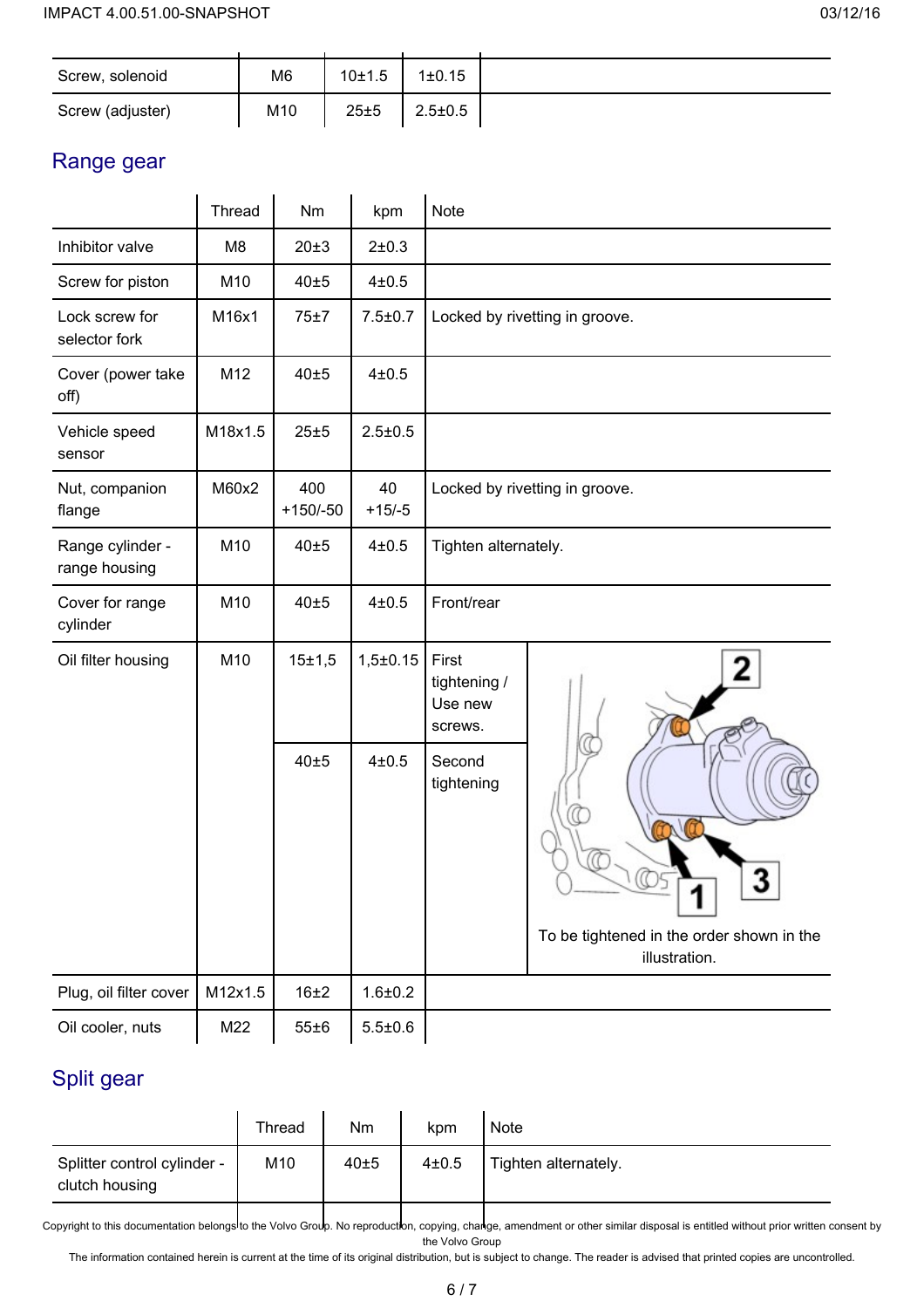| | | | | |
|---|---|---|---|---|
| Screw, solenoid | M6 | 10±1.5 | 1±0.15 | |
| Screw (adjuster) | M10 | 25±5 | 2.5±0.5 | |

## Range gear

| | Thread | Nm | kpm | Note | |
|---|---|---|---|---|---|
| Inhibitor valve | M8 | 20±3 | 2±0.3 | | |
| Screw for piston | M10 | 40±5 | 4±0.5 | | |
| Lock screw for selector fork | M16x1 | 75±7 | 7.5±0.7 | Locked by rivetting in groove. | |
| Cover (power take off) | M12 | 40±5 | 4±0.5 | | |
| Vehicle speed sensor | M18x1.5 | 25±5 | 2.5±0.5 | | |
| Nut, companion flange | M60x2 | 400 +150/-50 | 40 +15/-5 | Locked by rivetting in groove. | |
| Range cylinder - range housing | M10 | 40±5 | 4±0.5 | Tighten alternately. | |
| Cover for range cylinder | M10 | 40±5 | 4±0.5 | Front/rear | |
| Oil filter housing | M10 | 15±1,5 | 1,5±0.15 | First tightening / Use new screws. | To be tightened in the order shown in the illustration. |
| | | 40±5 | 4±0.5 | Second tightening | |
| Plug, oil filter cover | M12x1.5 | 16±2 | 1.6±0.2 | | |
| Oil cooler, nuts | M22 | 55±6 | 5.5±0.6 | | |

## Split gear

| | Thread | Nm | kpm | Note |
|---|---|---|---|---|
| Splitter control cylinder - clutch housing | M10 | 40±5 | 4±0.5 | Tighten alternately. |

Copyright to this documentation belongs to the Volvo Group. No reproduction, copying, change, amendment or other similar disposal is entitled without prior written consent by the Volvo Group

The information contained herein is current at the time of its original distribution, but is subject to change. The reader is advised that printed copies are uncontrolled.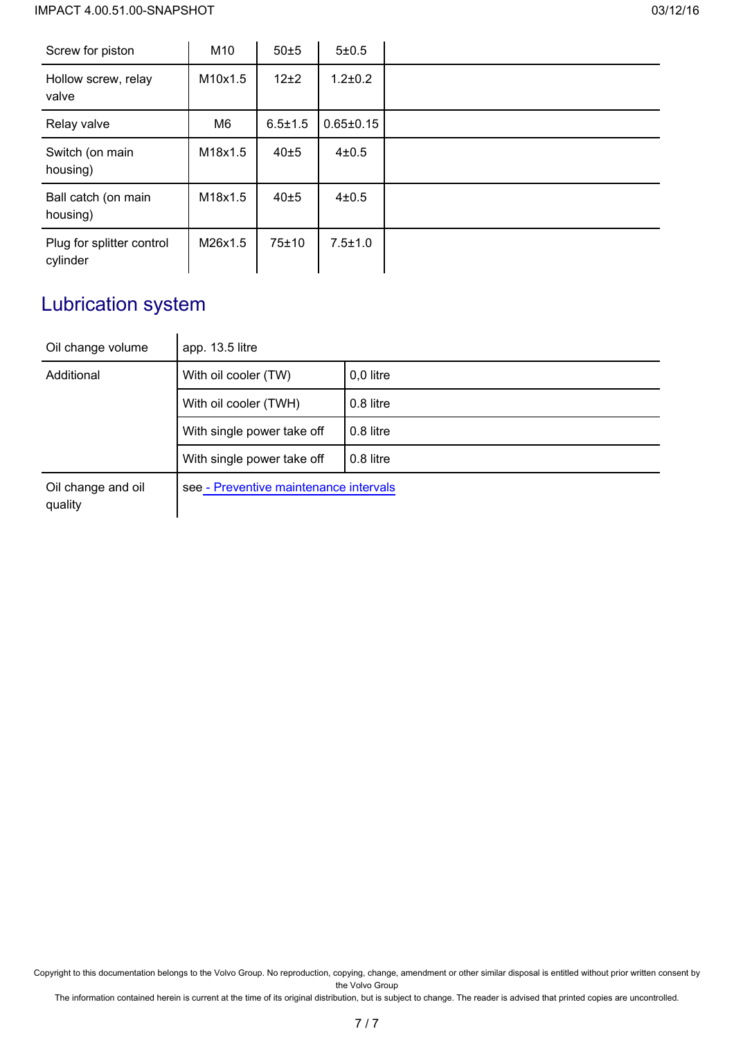| | | | | |
|---|---|---|---|---|
| Screw for piston | M10 | 50±5 | 5±0.5 | |
| Hollow screw, relay valve | M10x1.5 | 12±2 | 1.2±0.2 | |
| Relay valve | M6 | 6.5±1.5 | 0.65±0.15 | |
| Switch (on main housing) | M18x1.5 | 40±5 | 4±0.5 | |
| Ball catch (on main housing) | M18x1.5 | 40±5 | 4±0.5 | |
| Plug for splitter control cylinder | M26x1.5 | 75±10 | 7.5±1.0 | |

## Lubrication system

| | | |
|---|---|---|
| Oil change volume | app. 13.5 litre | |
| Additional | With oil cooler (TW) | 0,0 litre |
| | With oil cooler (TWH) | 0.8 litre |
| | With single power take off | 0.8 litre |
| | With single power take off | 0.8 litre |
| Oil change and oil quality | see - Preventive maintenance intervals | |

Copyright to this documentation belongs to the Volvo Group. No reproduction, copying, change, amendment or other similar disposal is entitled without prior written consent by the Volvo Group
The information contained herein is current at the time of its original distribution, but is subject to change. The reader is advised that printed copies are uncontrolled.